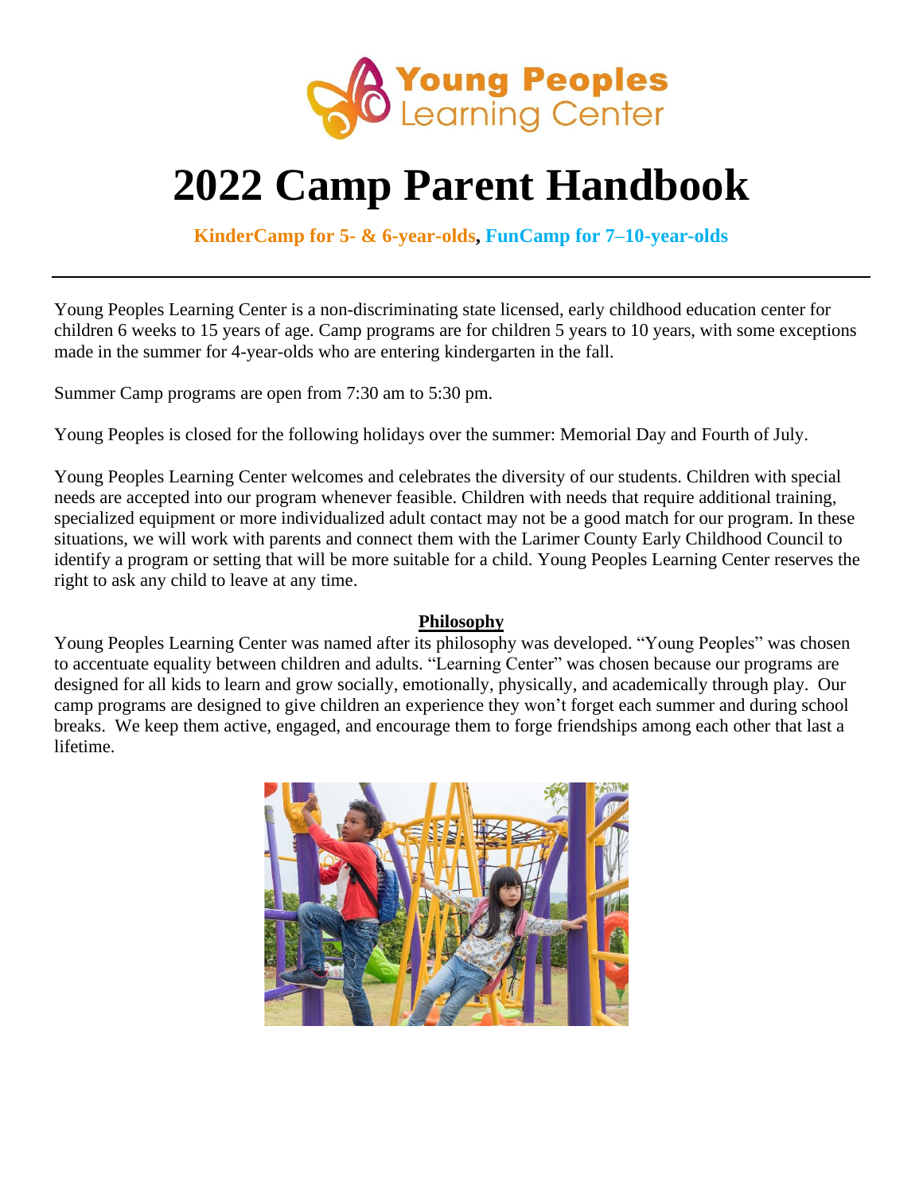Young Peoples Learning Center

# 2022 Camp Parent Handbook

**KinderCamp for 5- & 6-year-olds, FunCamp for 7–10-year-olds**

---

Young Peoples Learning Center is a non-discriminating state licensed, early childhood education center for children 6 weeks to 15 years of age. Camp programs are for children 5 years to 10 years, with some exceptions made in the summer for 4-year-olds who are entering kindergarten in the fall.

Summer Camp programs are open from 7:30 am to 5:30 pm.

Young Peoples is closed for the following holidays over the summer: Memorial Day and Fourth of July.

Young Peoples Learning Center welcomes and celebrates the diversity of our students. Children with special needs are accepted into our program whenever feasible. Children with needs that require additional training, specialized equipment or more individualized adult contact may not be a good match for our program. In these situations, we will work with parents and connect them with the Larimer County Early Childhood Council to identify a program or setting that will be more suitable for a child. Young Peoples Learning Center reserves the right to ask any child to leave at any time.

## Philosophy

Young Peoples Learning Center was named after its philosophy was developed. "Young Peoples" was chosen to accentuate equality between children and adults. "Learning Center" was chosen because our programs are designed for all kids to learn and grow socially, emotionally, physically, and academically through play. Our camp programs are designed to give children an experience they won't forget each summer and during school breaks. We keep them active, engaged, and encourage them to forge friendships among each other that last a lifetime.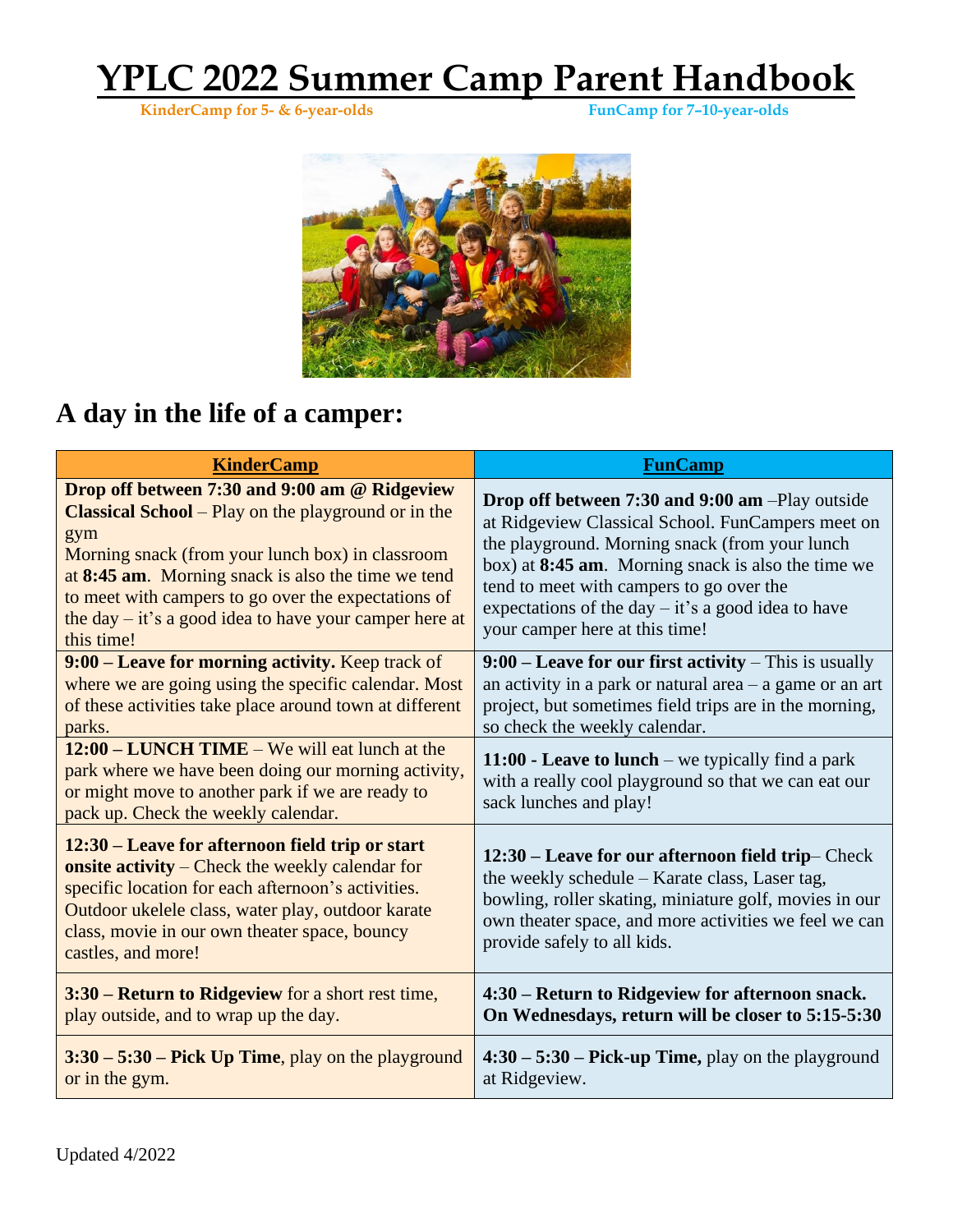# YPLC 2022 Summer Camp Parent Handbook

**KinderCamp for 5- & 6-year-olds** **FunCamp for 7–10-year-olds**

## A day in the life of a camper:

| KinderCamp | FunCamp |
|---|---|
| **Drop off between 7:30 and 9:00 am @ Ridgeview Classical School** – Play on the playground or in the gym<br>Morning snack (from your lunch box) in classroom at **8:45 am**. Morning snack is also the time we tend to meet with campers to go over the expectations of the day – it's a good idea to have your camper here at this time! | **Drop off between 7:30 and 9:00 am** –Play outside at Ridgeview Classical School. FunCampers meet on the playground. Morning snack (from your lunch box) at **8:45 am**. Morning snack is also the time we tend to meet with campers to go over the expectations of the day – it's a good idea to have your camper here at this time! |
| **9:00 – Leave for morning activity.** Keep track of where we are going using the specific calendar. Most of these activities take place around town at different parks. | **9:00 – Leave for our first activity** – This is usually an activity in a park or natural area – a game or an art project, but sometimes field trips are in the morning, so check the weekly calendar. |
| **12:00 – LUNCH TIME** – We will eat lunch at the park where we have been doing our morning activity, or might move to another park if we are ready to pack up. Check the weekly calendar. | **11:00 - Leave to lunch** – we typically find a park with a really cool playground so that we can eat our sack lunches and play! |
| **12:30 – Leave for afternoon field trip or start onsite activity** – Check the weekly calendar for specific location for each afternoon's activities. Outdoor ukelele class, water play, outdoor karate class, movie in our own theater space, bouncy castles, and more! | **12:30 – Leave for our afternoon field trip**– Check the weekly schedule – Karate class, Laser tag, bowling, roller skating, miniature golf, movies in our own theater space, and more activities we feel we can provide safely to all kids. |
| **3:30 – Return to Ridgeview** for a short rest time, play outside, and to wrap up the day. | **4:30 – Return to Ridgeview for afternoon snack. On Wednesdays, return will be closer to 5:15-5:30** |
| **3:30 – 5:30 – Pick Up Time**, play on the playground or in the gym. | **4:30 – 5:30 – Pick-up Time,** play on the playground at Ridgeview. |

Updated 4/2022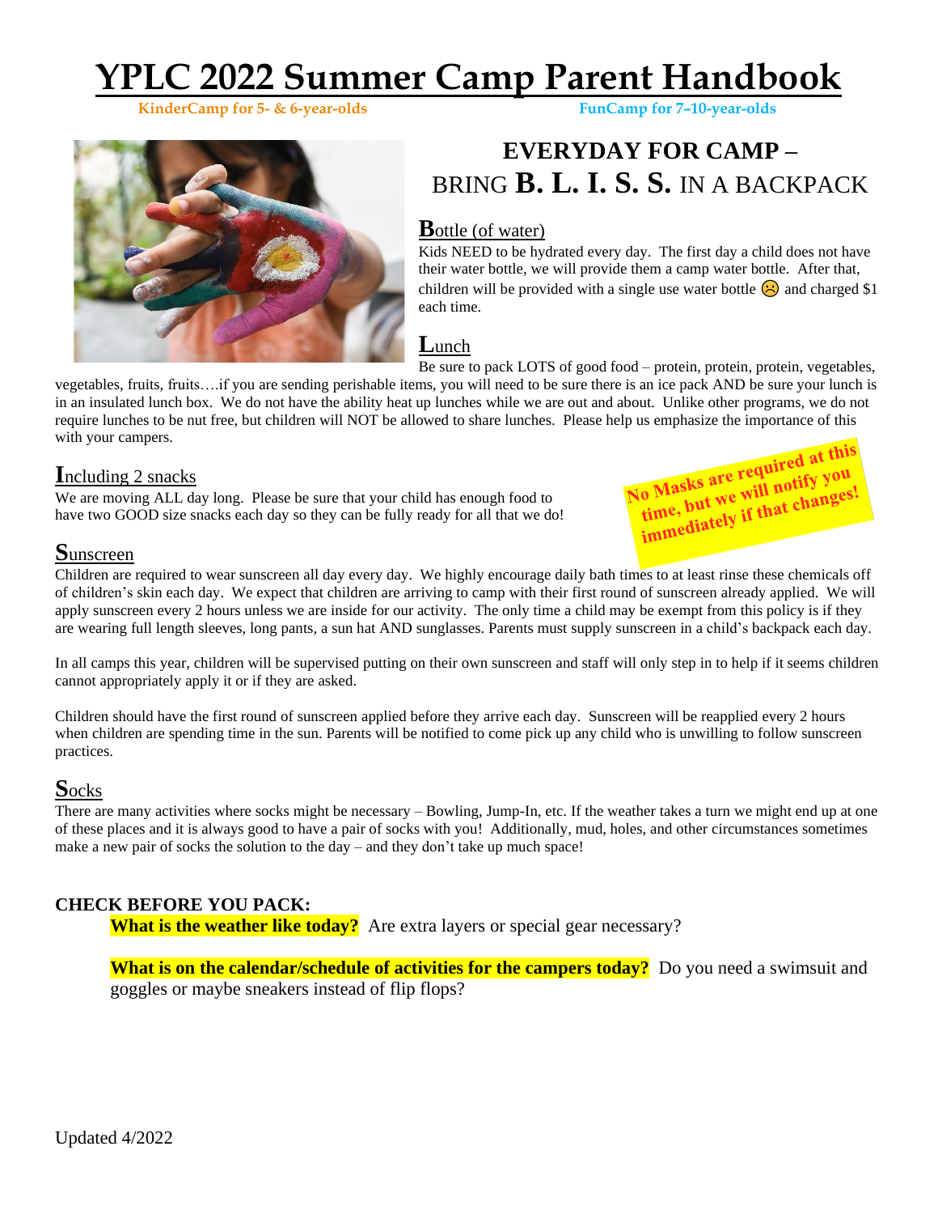# YPLC 2022 Summer Camp Parent Handbook

KinderCamp for 5- & 6-year-olds FunCamp for 7–10-year-olds

## EVERYDAY FOR CAMP – BRING B. L. I. S. S. IN A BACKPACK

### Bottle (of water)

Kids NEED to be hydrated every day. The first day a child does not have their water bottle, we will provide them a camp water bottle. After that, children will be provided with a single use water bottle ☹ and charged $1 each time.

### Lunch

Be sure to pack LOTS of good food – protein, protein, protein, vegetables, vegetables, fruits, fruits….if you are sending perishable items, you will need to be sure there is an ice pack AND be sure your lunch is in an insulated lunch box. We do not have the ability heat up lunches while we are out and about. Unlike other programs, we do not require lunches to be nut free, but children will NOT be allowed to share lunches. Please help us emphasize the importance of this with your campers.

### Including 2 snacks

We are moving ALL day long. Please be sure that your child has enough food to have two GOOD size snacks each day so they can be fully ready for all that we do!

**No Masks are required at this time, but we will notify you immediately if that changes!**

### Sunscreen

Children are required to wear sunscreen all day every day. We highly encourage daily bath times to at least rinse these chemicals off of children's skin each day. We expect that children are arriving to camp with their first round of sunscreen already applied. We will apply sunscreen every 2 hours unless we are inside for our activity. The only time a child may be exempt from this policy is if they are wearing full length sleeves, long pants, a sun hat AND sunglasses. Parents must supply sunscreen in a child's backpack each day.

In all camps this year, children will be supervised putting on their own sunscreen and staff will only step in to help if it seems children cannot appropriately apply it or if they are asked.

Children should have the first round of sunscreen applied before they arrive each day. Sunscreen will be reapplied every 2 hours when children are spending time in the sun. Parents will be notified to come pick up any child who is unwilling to follow sunscreen practices.

### Socks

There are many activities where socks might be necessary – Bowling, Jump-In, etc. If the weather takes a turn we might end up at one of these places and it is always good to have a pair of socks with you! Additionally, mud, holes, and other circumstances sometimes make a new pair of socks the solution to the day – and they don't take up much space!

**CHECK BEFORE YOU PACK:**

**What is the weather like today?** Are extra layers or special gear necessary?

**What is on the calendar/schedule of activities for the campers today?** Do you need a swimsuit and goggles or maybe sneakers instead of flip flops?

Updated 4/2022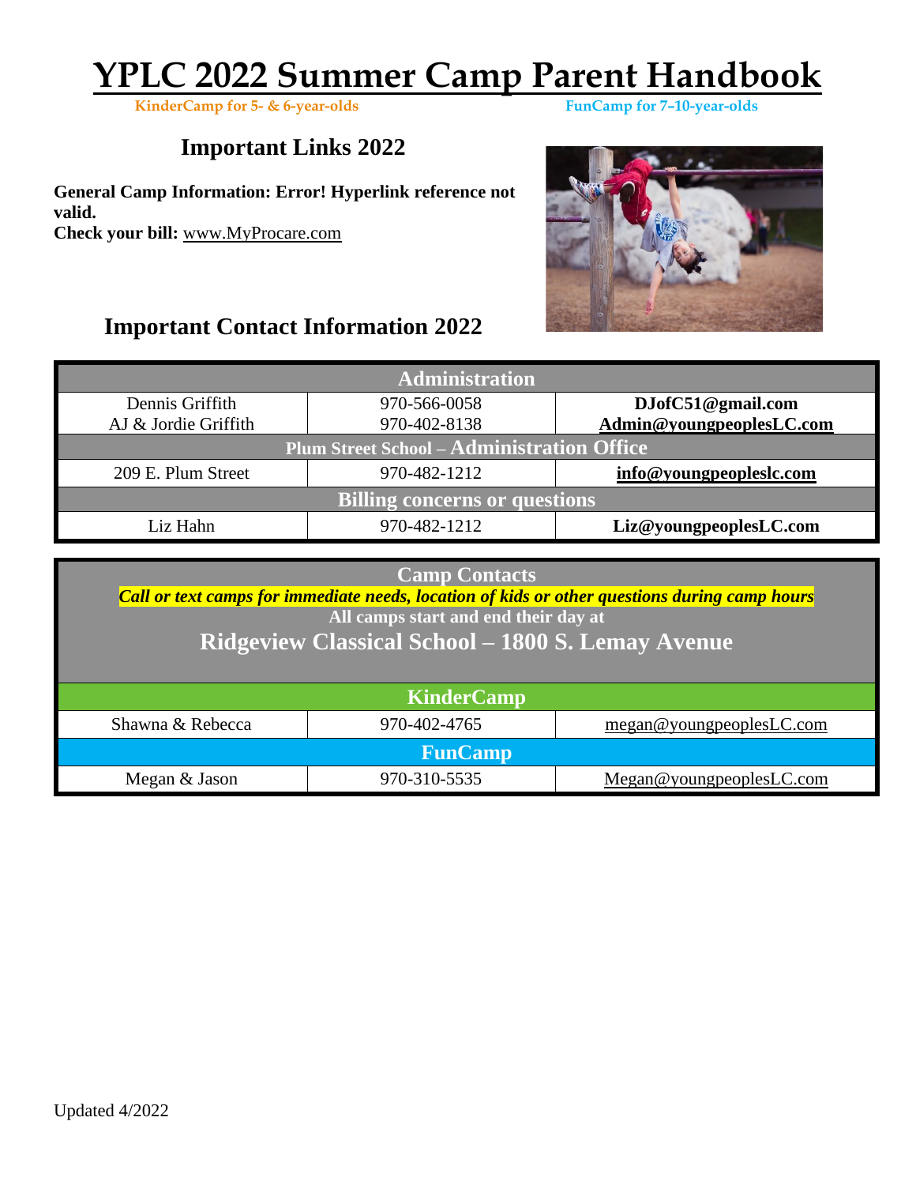# YPLC 2022 Summer Camp Parent Handbook

KinderCamp for 5- & 6-year-olds FunCamp for 7–10-year-olds

## Important Links 2022

**General Camp Information: Error! Hyperlink reference not valid.**
**Check your bill:** www.MyProcare.com

## Important Contact Information 2022

| Administration | | |
|---|---|---|
| Dennis Griffith<br>AJ & Jordie Griffith | 970-566-0058<br>970-402-8138 | **DJofC51@gmail.com**<br>**Admin@youngpeoplesLC.com** |
| **Plum Street School – Administration Office** | | |
| 209 E. Plum Street | 970-482-1212 | **info@youngpeopleslc.com** |
| **Billing concerns or questions** | | |
| Liz Hahn | 970-482-1212 | **Liz@youngpeoplesLC.com** |

**Camp Contacts**

***Call or text camps for immediate needs, location of kids or other questions during camp hours***

**All camps start and end their day at**

**Ridgeview Classical School – 1800 S. Lemay Avenue**

| KinderCamp | | |
|---|---|---|
| Shawna & Rebecca | 970-402-4765 | megan@youngpeoplesLC.com |
| **FunCamp** | | |
| Megan & Jason | 970-310-5535 | Megan@youngpeoplesLC.com |

Updated 4/2022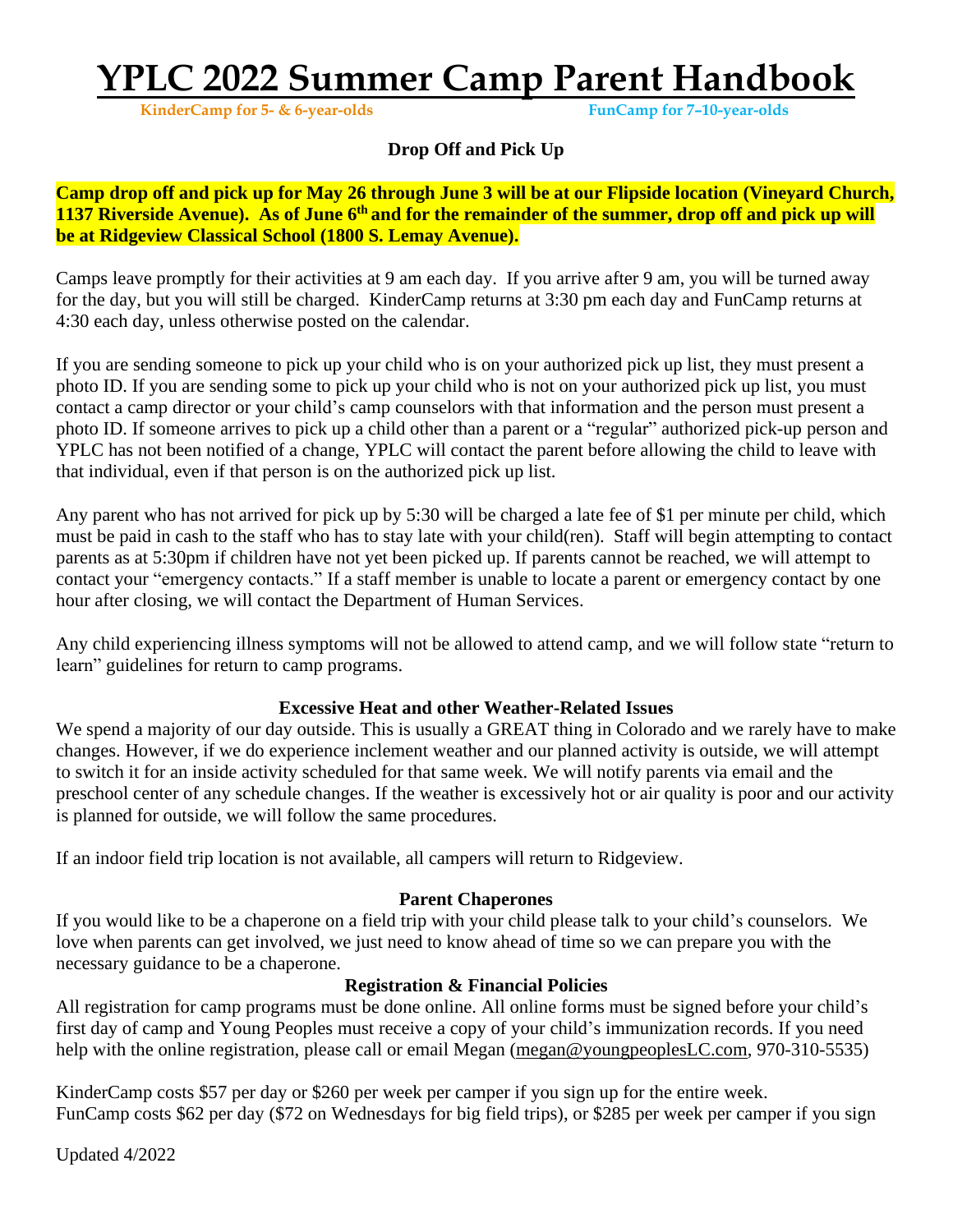# YPLC 2022 Summer Camp Parent Handbook

**KinderCamp for 5- & 6-year-olds** **FunCamp for 7–10-year-olds**

### Drop Off and Pick Up

**Camp drop off and pick up for May 26 through June 3 will be at our Flipside location (Vineyard Church, 1137 Riverside Avenue). As of June 6th and for the remainder of the summer, drop off and pick up will be at Ridgeview Classical School (1800 S. Lemay Avenue).**

Camps leave promptly for their activities at 9 am each day. If you arrive after 9 am, you will be turned away for the day, but you will still be charged. KinderCamp returns at 3:30 pm each day and FunCamp returns at 4:30 each day, unless otherwise posted on the calendar.

If you are sending someone to pick up your child who is on your authorized pick up list, they must present a photo ID. If you are sending some to pick up your child who is not on your authorized pick up list, you must contact a camp director or your child's camp counselors with that information and the person must present a photo ID. If someone arrives to pick up a child other than a parent or a "regular" authorized pick-up person and YPLC has not been notified of a change, YPLC will contact the parent before allowing the child to leave with that individual, even if that person is on the authorized pick up list.

Any parent who has not arrived for pick up by 5:30 will be charged a late fee of $1 per minute per child, which must be paid in cash to the staff who has to stay late with your child(ren). Staff will begin attempting to contact parents as at 5:30pm if children have not yet been picked up. If parents cannot be reached, we will attempt to contact your "emergency contacts." If a staff member is unable to locate a parent or emergency contact by one hour after closing, we will contact the Department of Human Services.

Any child experiencing illness symptoms will not be allowed to attend camp, and we will follow state "return to learn" guidelines for return to camp programs.

### Excessive Heat and other Weather-Related Issues

We spend a majority of our day outside. This is usually a GREAT thing in Colorado and we rarely have to make changes. However, if we do experience inclement weather and our planned activity is outside, we will attempt to switch it for an inside activity scheduled for that same week. We will notify parents via email and the preschool center of any schedule changes. If the weather is excessively hot or air quality is poor and our activity is planned for outside, we will follow the same procedures.

If an indoor field trip location is not available, all campers will return to Ridgeview.

### Parent Chaperones

If you would like to be a chaperone on a field trip with your child please talk to your child's counselors. We love when parents can get involved, we just need to know ahead of time so we can prepare you with the necessary guidance to be a chaperone.

### Registration & Financial Policies

All registration for camp programs must be done online. All online forms must be signed before your child's first day of camp and Young Peoples must receive a copy of your child's immunization records. If you need help with the online registration, please call or email Megan (megan@youngpeoplesLC.com, 970-310-5535)

KinderCamp costs $57 per day or $260 per week per camper if you sign up for the entire week.
FunCamp costs $62 per day ($72 on Wednesdays for big field trips), or $285 per week per camper if you sign

Updated 4/2022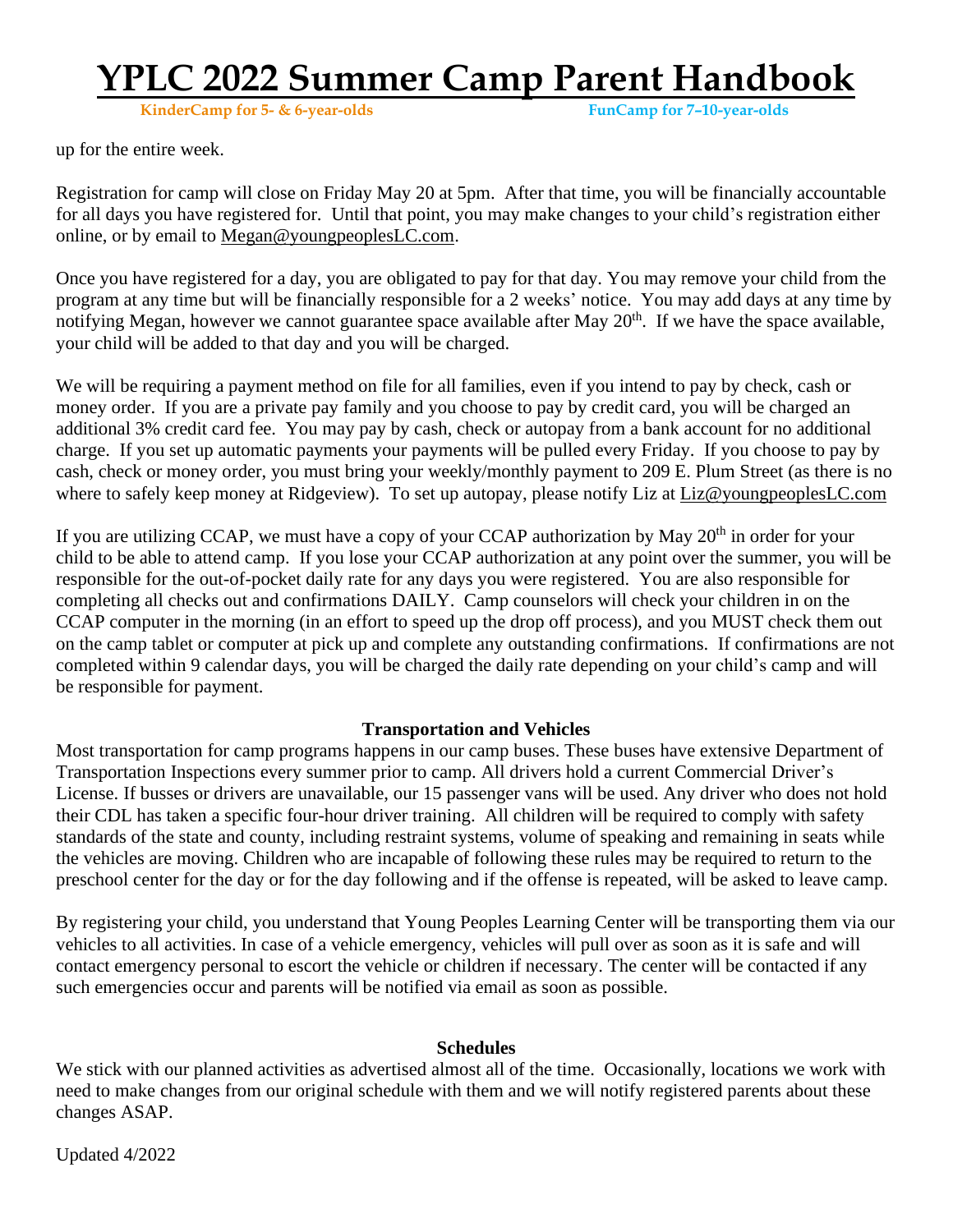up for the entire week.

Registration for camp will close on Friday May 20 at 5pm. After that time, you will be financially accountable for all days you have registered for. Until that point, you may make changes to your child's registration either online, or by email to Megan@youngpeoplesLC.com.

Once you have registered for a day, you are obligated to pay for that day. You may remove your child from the program at any time but will be financially responsible for a 2 weeks' notice. You may add days at any time by notifying Megan, however we cannot guarantee space available after May 20th. If we have the space available, your child will be added to that day and you will be charged.

We will be requiring a payment method on file for all families, even if you intend to pay by check, cash or money order. If you are a private pay family and you choose to pay by credit card, you will be charged an additional 3% credit card fee. You may pay by cash, check or autopay from a bank account for no additional charge. If you set up automatic payments your payments will be pulled every Friday. If you choose to pay by cash, check or money order, you must bring your weekly/monthly payment to 209 E. Plum Street (as there is no where to safely keep money at Ridgeview). To set up autopay, please notify Liz at Liz@youngpeoplesLC.com

If you are utilizing CCAP, we must have a copy of your CCAP authorization by May 20th in order for your child to be able to attend camp. If you lose your CCAP authorization at any point over the summer, you will be responsible for the out-of-pocket daily rate for any days you were registered. You are also responsible for completing all checks out and confirmations DAILY. Camp counselors will check your children in on the CCAP computer in the morning (in an effort to speed up the drop off process), and you MUST check them out on the camp tablet or computer at pick up and complete any outstanding confirmations. If confirmations are not completed within 9 calendar days, you will be charged the daily rate depending on your child's camp and will be responsible for payment.

## Transportation and Vehicles

Most transportation for camp programs happens in our camp buses. These buses have extensive Department of Transportation Inspections every summer prior to camp. All drivers hold a current Commercial Driver's License. If busses or drivers are unavailable, our 15 passenger vans will be used. Any driver who does not hold their CDL has taken a specific four-hour driver training. All children will be required to comply with safety standards of the state and county, including restraint systems, volume of speaking and remaining in seats while the vehicles are moving. Children who are incapable of following these rules may be required to return to the preschool center for the day or for the day following and if the offense is repeated, will be asked to leave camp.

By registering your child, you understand that Young Peoples Learning Center will be transporting them via our vehicles to all activities. In case of a vehicle emergency, vehicles will pull over as soon as it is safe and will contact emergency personal to escort the vehicle or children if necessary. The center will be contacted if any such emergencies occur and parents will be notified via email as soon as possible.

## Schedules

We stick with our planned activities as advertised almost all of the time. Occasionally, locations we work with need to make changes from our original schedule with them and we will notify registered parents about these changes ASAP.

Updated 4/2022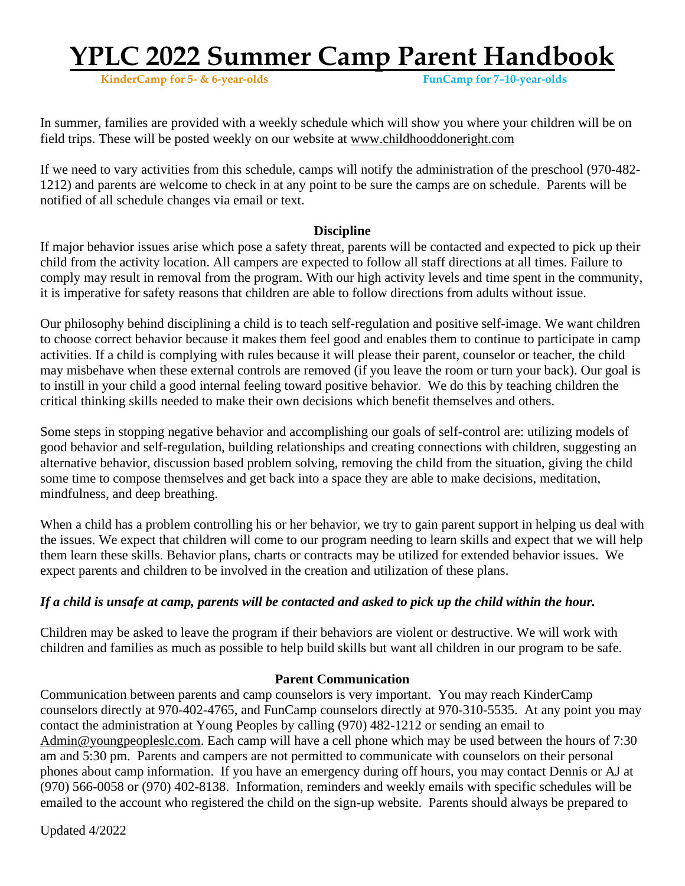# YPLC 2022 Summer Camp Parent Handbook

**KinderCamp for 5- & 6-year-olds** **FunCamp for 7–10-year-olds**

In summer, families are provided with a weekly schedule which will show you where your children will be on field trips. These will be posted weekly on our website at www.childhooddoneright.com

If we need to vary activities from this schedule, camps will notify the administration of the preschool (970-482-1212) and parents are welcome to check in at any point to be sure the camps are on schedule. Parents will be notified of all schedule changes via email or text.

### Discipline

If major behavior issues arise which pose a safety threat, parents will be contacted and expected to pick up their child from the activity location. All campers are expected to follow all staff directions at all times. Failure to comply may result in removal from the program. With our high activity levels and time spent in the community, it is imperative for safety reasons that children are able to follow directions from adults without issue.

Our philosophy behind disciplining a child is to teach self-regulation and positive self-image. We want children to choose correct behavior because it makes them feel good and enables them to continue to participate in camp activities. If a child is complying with rules because it will please their parent, counselor or teacher, the child may misbehave when these external controls are removed (if you leave the room or turn your back). Our goal is to instill in your child a good internal feeling toward positive behavior. We do this by teaching children the critical thinking skills needed to make their own decisions which benefit themselves and others.

Some steps in stopping negative behavior and accomplishing our goals of self-control are: utilizing models of good behavior and self-regulation, building relationships and creating connections with children, suggesting an alternative behavior, discussion based problem solving, removing the child from the situation, giving the child some time to compose themselves and get back into a space they are able to make decisions, meditation, mindfulness, and deep breathing.

When a child has a problem controlling his or her behavior, we try to gain parent support in helping us deal with the issues. We expect that children will come to our program needing to learn skills and expect that we will help them learn these skills. Behavior plans, charts or contracts may be utilized for extended behavior issues. We expect parents and children to be involved in the creation and utilization of these plans.

***If a child is unsafe at camp, parents will be contacted and asked to pick up the child within the hour.***

Children may be asked to leave the program if their behaviors are violent or destructive. We will work with children and families as much as possible to help build skills but want all children in our program to be safe.

### Parent Communication

Communication between parents and camp counselors is very important. You may reach KinderCamp counselors directly at 970-402-4765, and FunCamp counselors directly at 970-310-5535. At any point you may contact the administration at Young Peoples by calling (970) 482-1212 or sending an email to Admin@youngpeopleslc.com. Each camp will have a cell phone which may be used between the hours of 7:30 am and 5:30 pm. Parents and campers are not permitted to communicate with counselors on their personal phones about camp information. If you have an emergency during off hours, you may contact Dennis or AJ at (970) 566-0058 or (970) 402-8138. Information, reminders and weekly emails with specific schedules will be emailed to the account who registered the child on the sign-up website. Parents should always be prepared to

Updated 4/2022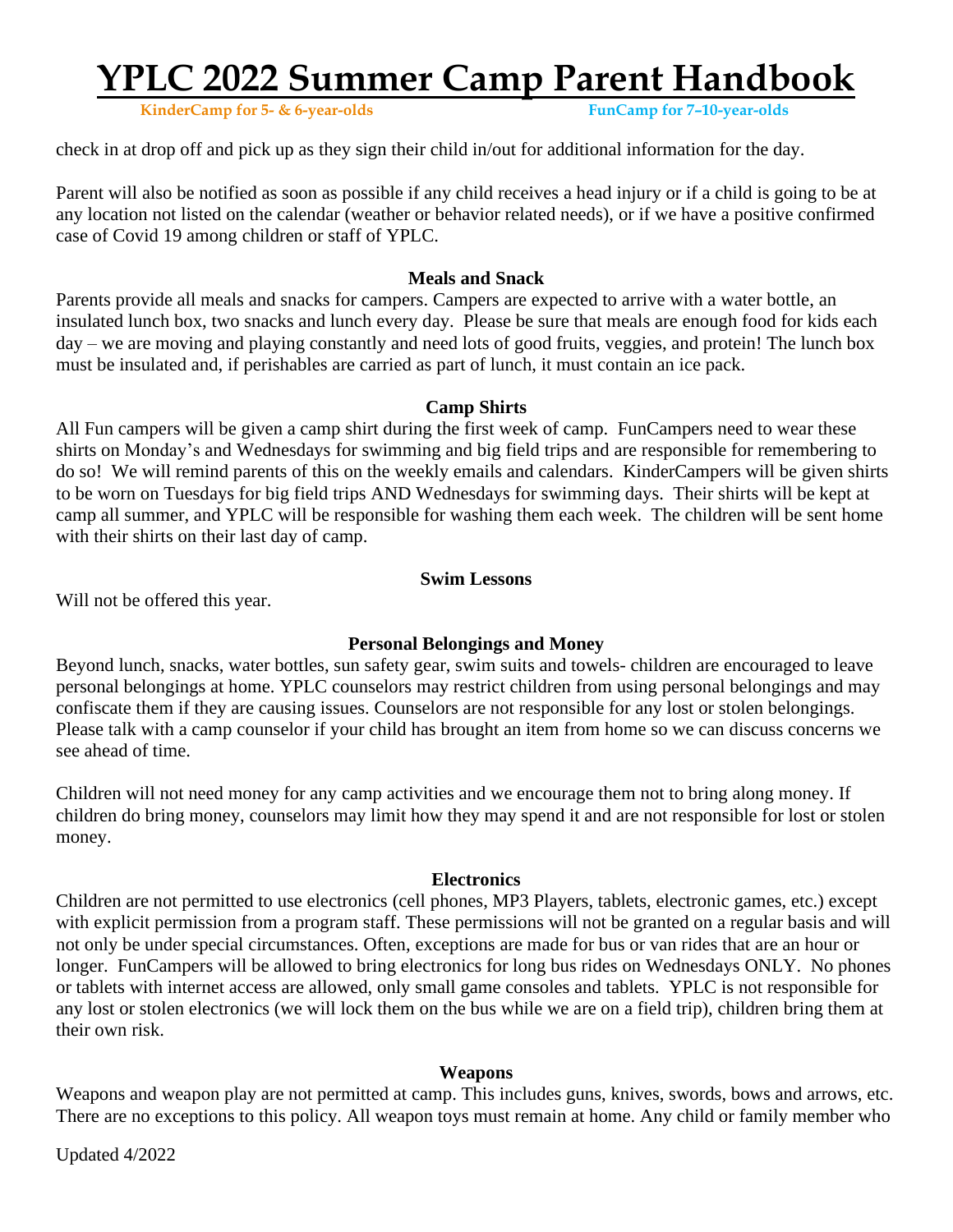check in at drop off and pick up as they sign their child in/out for additional information for the day.

Parent will also be notified as soon as possible if any child receives a head injury or if a child is going to be at any location not listed on the calendar (weather or behavior related needs), or if we have a positive confirmed case of Covid 19 among children or staff of YPLC.

### Meals and Snack

Parents provide all meals and snacks for campers. Campers are expected to arrive with a water bottle, an insulated lunch box, two snacks and lunch every day. Please be sure that meals are enough food for kids each day – we are moving and playing constantly and need lots of good fruits, veggies, and protein! The lunch box must be insulated and, if perishables are carried as part of lunch, it must contain an ice pack.

### Camp Shirts

All Fun campers will be given a camp shirt during the first week of camp. FunCampers need to wear these shirts on Monday's and Wednesdays for swimming and big field trips and are responsible for remembering to do so! We will remind parents of this on the weekly emails and calendars. KinderCampers will be given shirts to be worn on Tuesdays for big field trips AND Wednesdays for swimming days. Their shirts will be kept at camp all summer, and YPLC will be responsible for washing them each week. The children will be sent home with their shirts on their last day of camp.

### Swim Lessons

Will not be offered this year.

### Personal Belongings and Money

Beyond lunch, snacks, water bottles, sun safety gear, swim suits and towels- children are encouraged to leave personal belongings at home. YPLC counselors may restrict children from using personal belongings and may confiscate them if they are causing issues. Counselors are not responsible for any lost or stolen belongings. Please talk with a camp counselor if your child has brought an item from home so we can discuss concerns we see ahead of time.

Children will not need money for any camp activities and we encourage them not to bring along money. If children do bring money, counselors may limit how they may spend it and are not responsible for lost or stolen money.

### Electronics

Children are not permitted to use electronics (cell phones, MP3 Players, tablets, electronic games, etc.) except with explicit permission from a program staff. These permissions will not be granted on a regular basis and will not only be under special circumstances. Often, exceptions are made for bus or van rides that are an hour or longer. FunCampers will be allowed to bring electronics for long bus rides on Wednesdays ONLY. No phones or tablets with internet access are allowed, only small game consoles and tablets. YPLC is not responsible for any lost or stolen electronics (we will lock them on the bus while we are on a field trip), children bring them at their own risk.

### Weapons

Weapons and weapon play are not permitted at camp. This includes guns, knives, swords, bows and arrows, etc. There are no exceptions to this policy. All weapon toys must remain at home. Any child or family member who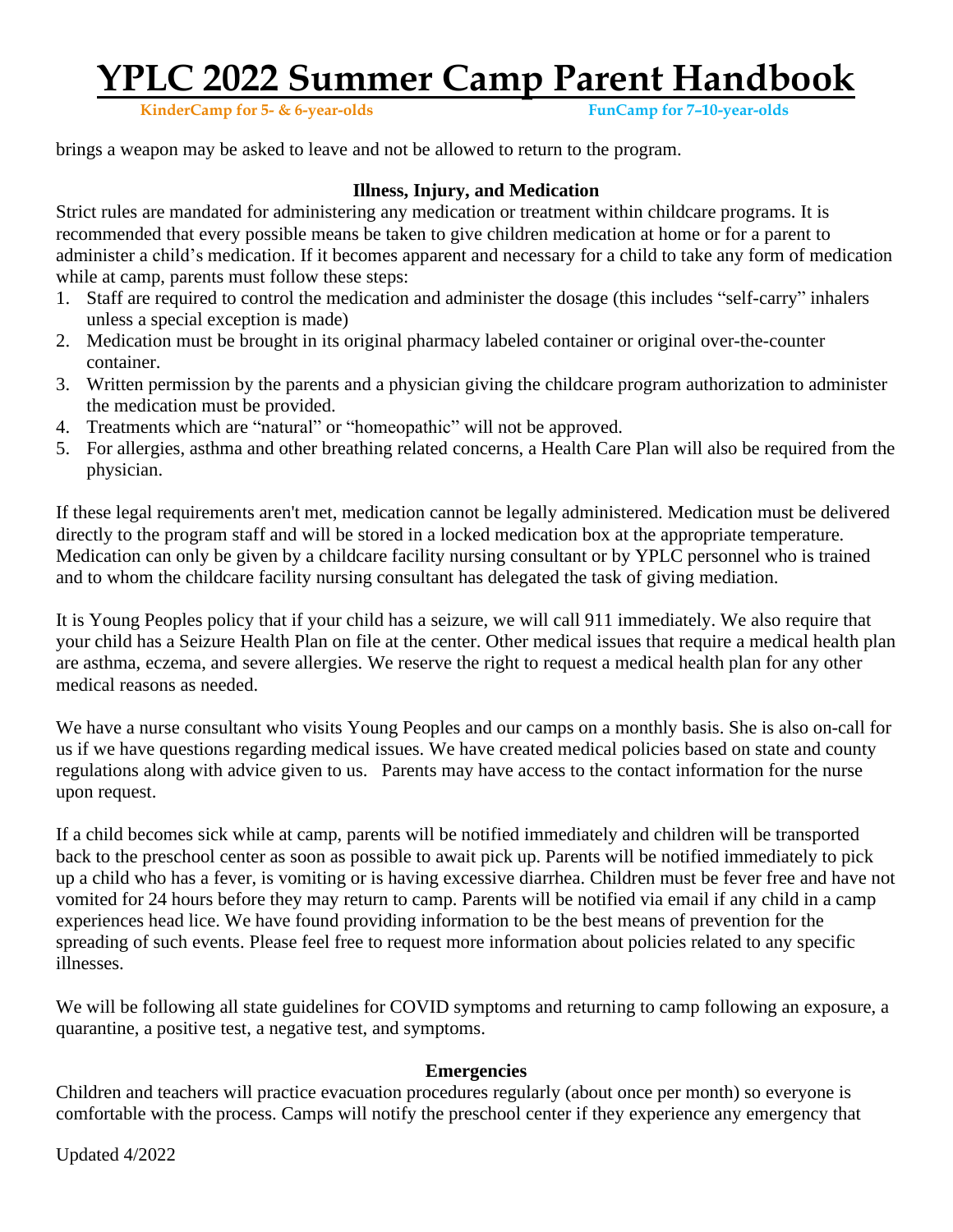brings a weapon may be asked to leave and not be allowed to return to the program.

**Illness, Injury, and Medication**

Strict rules are mandated for administering any medication or treatment within childcare programs. It is recommended that every possible means be taken to give children medication at home or for a parent to administer a child's medication. If it becomes apparent and necessary for a child to take any form of medication while at camp, parents must follow these steps:

1. Staff are required to control the medication and administer the dosage (this includes "self-carry" inhalers unless a special exception is made)
2. Medication must be brought in its original pharmacy labeled container or original over-the-counter container.
3. Written permission by the parents and a physician giving the childcare program authorization to administer the medication must be provided.
4. Treatments which are "natural" or "homeopathic" will not be approved.
5. For allergies, asthma and other breathing related concerns, a Health Care Plan will also be required from the physician.

If these legal requirements aren't met, medication cannot be legally administered. Medication must be delivered directly to the program staff and will be stored in a locked medication box at the appropriate temperature. Medication can only be given by a childcare facility nursing consultant or by YPLC personnel who is trained and to whom the childcare facility nursing consultant has delegated the task of giving mediation.

It is Young Peoples policy that if your child has a seizure, we will call 911 immediately. We also require that your child has a Seizure Health Plan on file at the center. Other medical issues that require a medical health plan are asthma, eczema, and severe allergies. We reserve the right to request a medical health plan for any other medical reasons as needed.

We have a nurse consultant who visits Young Peoples and our camps on a monthly basis. She is also on-call for us if we have questions regarding medical issues. We have created medical policies based on state and county regulations along with advice given to us. Parents may have access to the contact information for the nurse upon request.

If a child becomes sick while at camp, parents will be notified immediately and children will be transported back to the preschool center as soon as possible to await pick up. Parents will be notified immediately to pick up a child who has a fever, is vomiting or is having excessive diarrhea. Children must be fever free and have not vomited for 24 hours before they may return to camp. Parents will be notified via email if any child in a camp experiences head lice. We have found providing information to be the best means of prevention for the spreading of such events. Please feel free to request more information about policies related to any specific illnesses.

We will be following all state guidelines for COVID symptoms and returning to camp following an exposure, a quarantine, a positive test, a negative test, and symptoms.

**Emergencies**

Children and teachers will practice evacuation procedures regularly (about once per month) so everyone is comfortable with the process. Camps will notify the preschool center if they experience any emergency that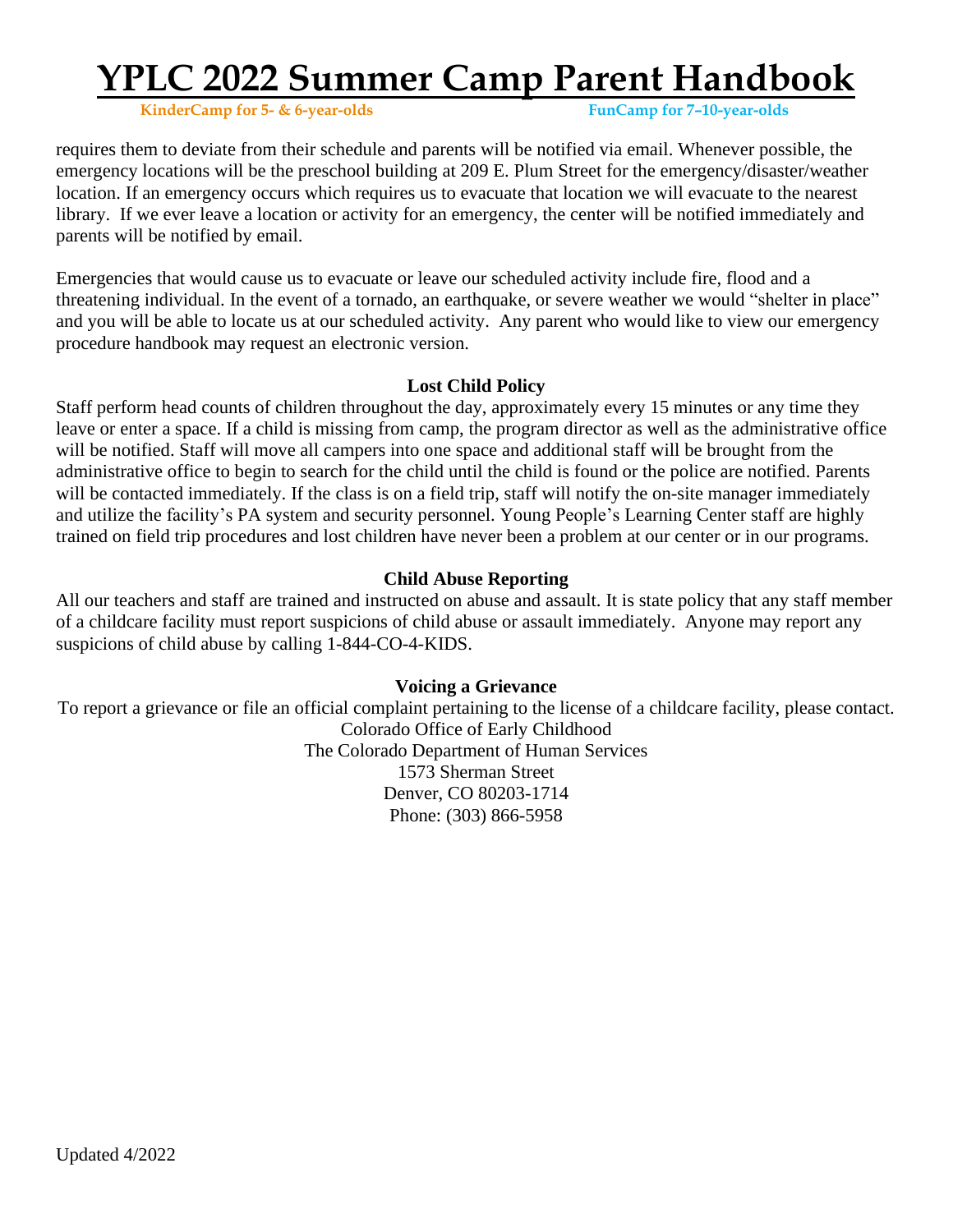requires them to deviate from their schedule and parents will be notified via email. Whenever possible, the emergency locations will be the preschool building at 209 E. Plum Street for the emergency/disaster/weather location. If an emergency occurs which requires us to evacuate that location we will evacuate to the nearest library. If we ever leave a location or activity for an emergency, the center will be notified immediately and parents will be notified by email.

Emergencies that would cause us to evacuate or leave our scheduled activity include fire, flood and a threatening individual. In the event of a tornado, an earthquake, or severe weather we would "shelter in place" and you will be able to locate us at our scheduled activity. Any parent who would like to view our emergency procedure handbook may request an electronic version.

### Lost Child Policy

Staff perform head counts of children throughout the day, approximately every 15 minutes or any time they leave or enter a space. If a child is missing from camp, the program director as well as the administrative office will be notified. Staff will move all campers into one space and additional staff will be brought from the administrative office to begin to search for the child until the child is found or the police are notified. Parents will be contacted immediately. If the class is on a field trip, staff will notify the on-site manager immediately and utilize the facility's PA system and security personnel. Young People's Learning Center staff are highly trained on field trip procedures and lost children have never been a problem at our center or in our programs.

### Child Abuse Reporting

All our teachers and staff are trained and instructed on abuse and assault. It is state policy that any staff member of a childcare facility must report suspicions of child abuse or assault immediately. Anyone may report any suspicions of child abuse by calling 1-844-CO-4-KIDS.

### Voicing a Grievance

To report a grievance or file an official complaint pertaining to the license of a childcare facility, please contact.

Colorado Office of Early Childhood
The Colorado Department of Human Services
1573 Sherman Street
Denver, CO 80203-1714
Phone: (303) 866-5958

Updated 4/2022